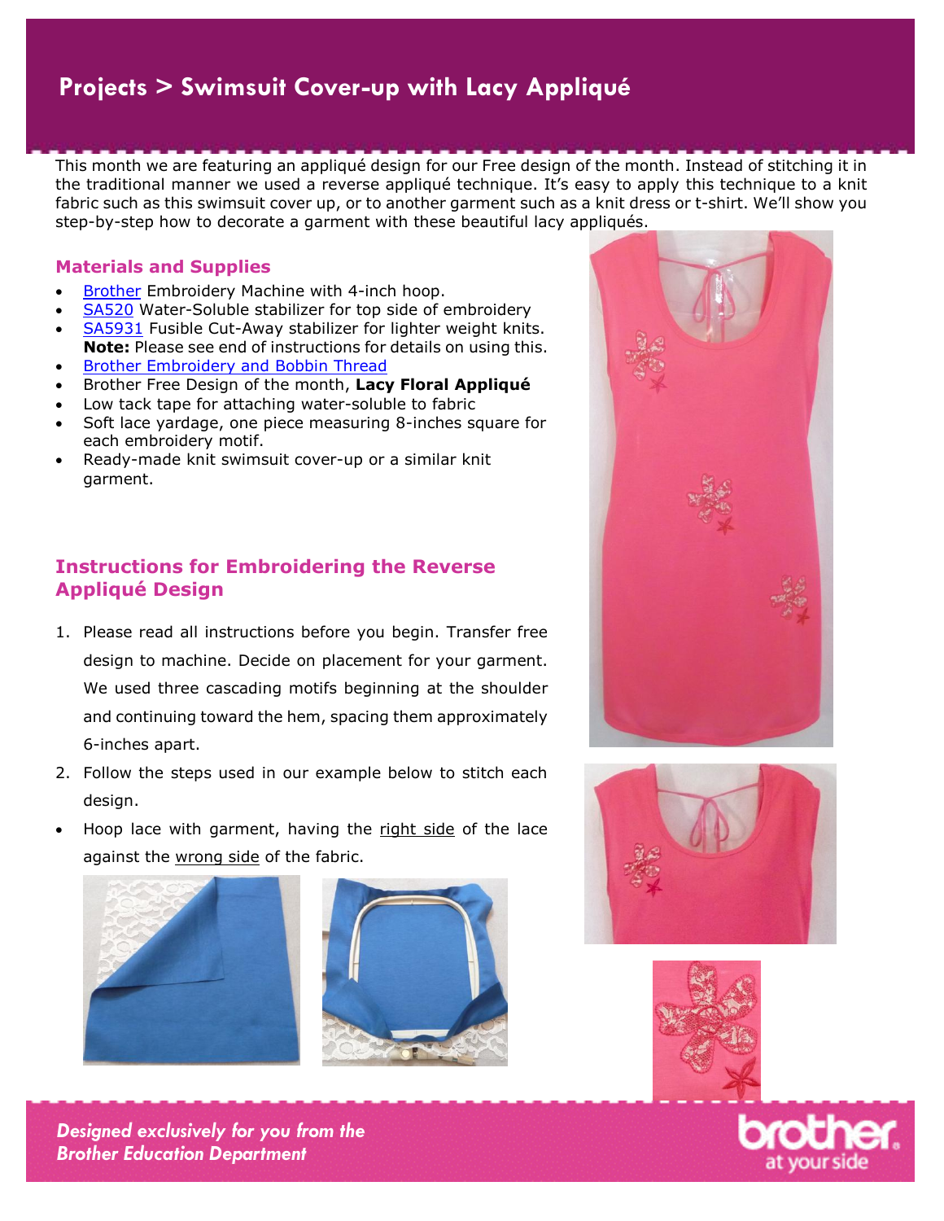# Projects > Swimsuit Cover-up with Lacy Appliqué

This month we are featuring an appliqué design for our Free design of the month. Instead of stitching it in the traditional manner we used a reverse appliqué technique. It's easy to apply this technique to a knit fabric such as this swimsuit cover up, or to another garment such as a knit dress or t-shirt. We'll show you step-by-step how to decorate a garment with these beautiful lacy appliqués.

## Materials and Supplies

- Brother Embroidery Machine with 4-inch hoop.
- SA520 Water-Soluble stabilizer for top side of embroidery
- SA5931 Fusible Cut-Away stabilizer for lighter weight knits. **Note:** Please see end of instructions for details on using this.
- Brother Embroidery and Bobbin Thread
- Brother Free Design of the month, **Lacy Floral Appliqué**
- Low tack tape for attaching water-soluble to fabric
- Soft lace yardage, one piece measuring 8-inches square for each embroidery motif.
- Ready-made knit swimsuit cover-up or a similar knit garment.

## Instructions for Embroidering the Reverse Appliqué Design

1. Please read all instructions before you begin. Transfer free design to machine. Decide on placement for your garment. We used three cascading motifs beginning at the shoulder and continuing toward the hem, spacing them approximately 6-inches apart.
2. Follow the steps used in our example below to stitch each design.

- Hoop lace with garment, having the right side of the lace against the wrong side of the fabric.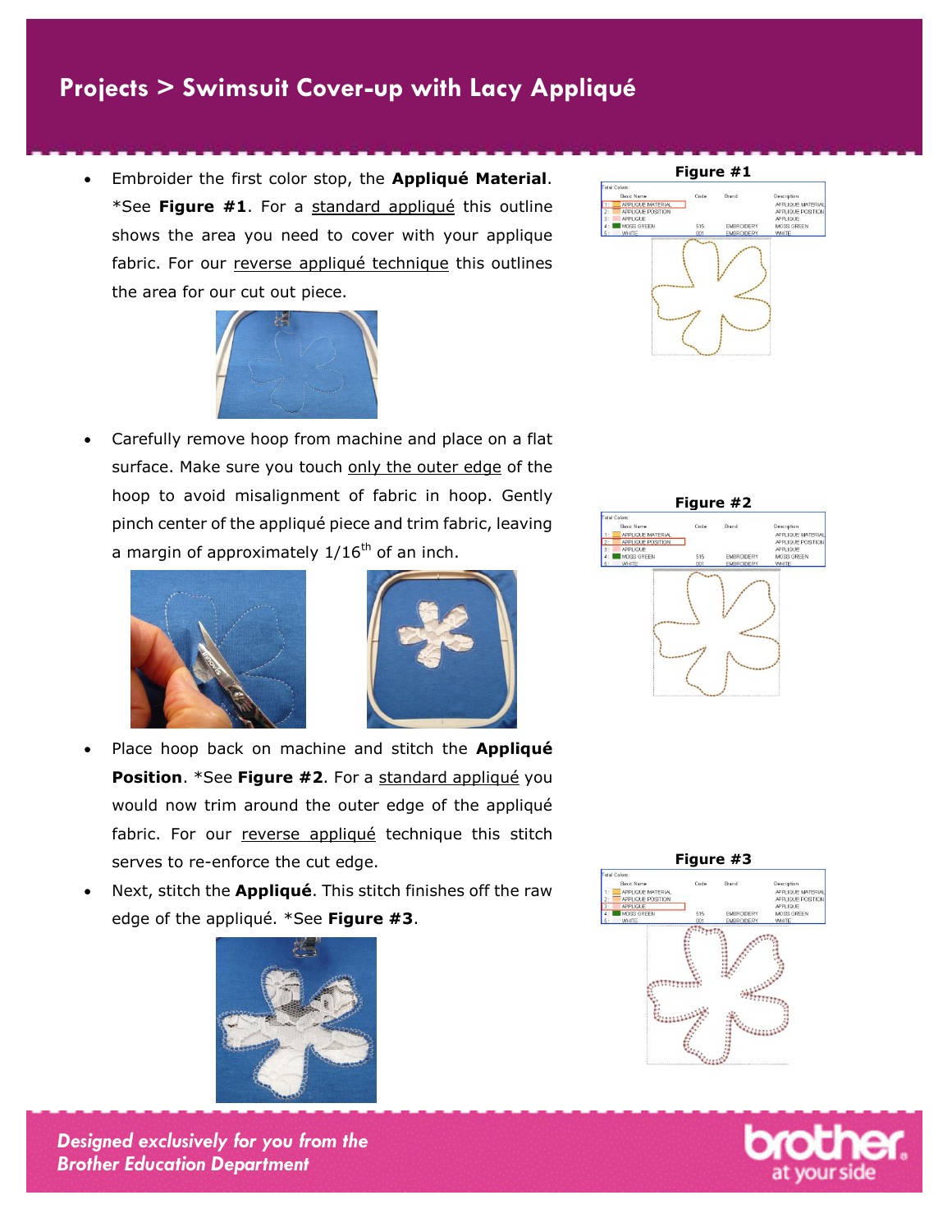- Embroider the first color stop, the **Appliqué Material**. *See **Figure #1**. For a standard appliqué this outline shows the area you need to cover with your applique fabric. For our reverse appliqué technique this outlines the area for our cut out piece.

- Carefully remove hoop from machine and place on a flat surface. Make sure you touch only the outer edge of the hoop to avoid misalignment of fabric in hoop. Gently pinch center of the appliqué piece and trim fabric, leaving a margin of approximately $1/16^{th}$ of an inch.

- Place hoop back on machine and stitch the **Appliqué Position**. *See **Figure #2**. For a standard appliqué you would now trim around the outer edge of the appliqué fabric. For our reverse appliqué technique this stitch serves to re-enforce the cut edge.

- Next, stitch the **Appliqué**. This stitch finishes off the raw edge of the appliqué. *See **Figure #3**.

**Figure #1**

**Figure #2**

**Figure #3**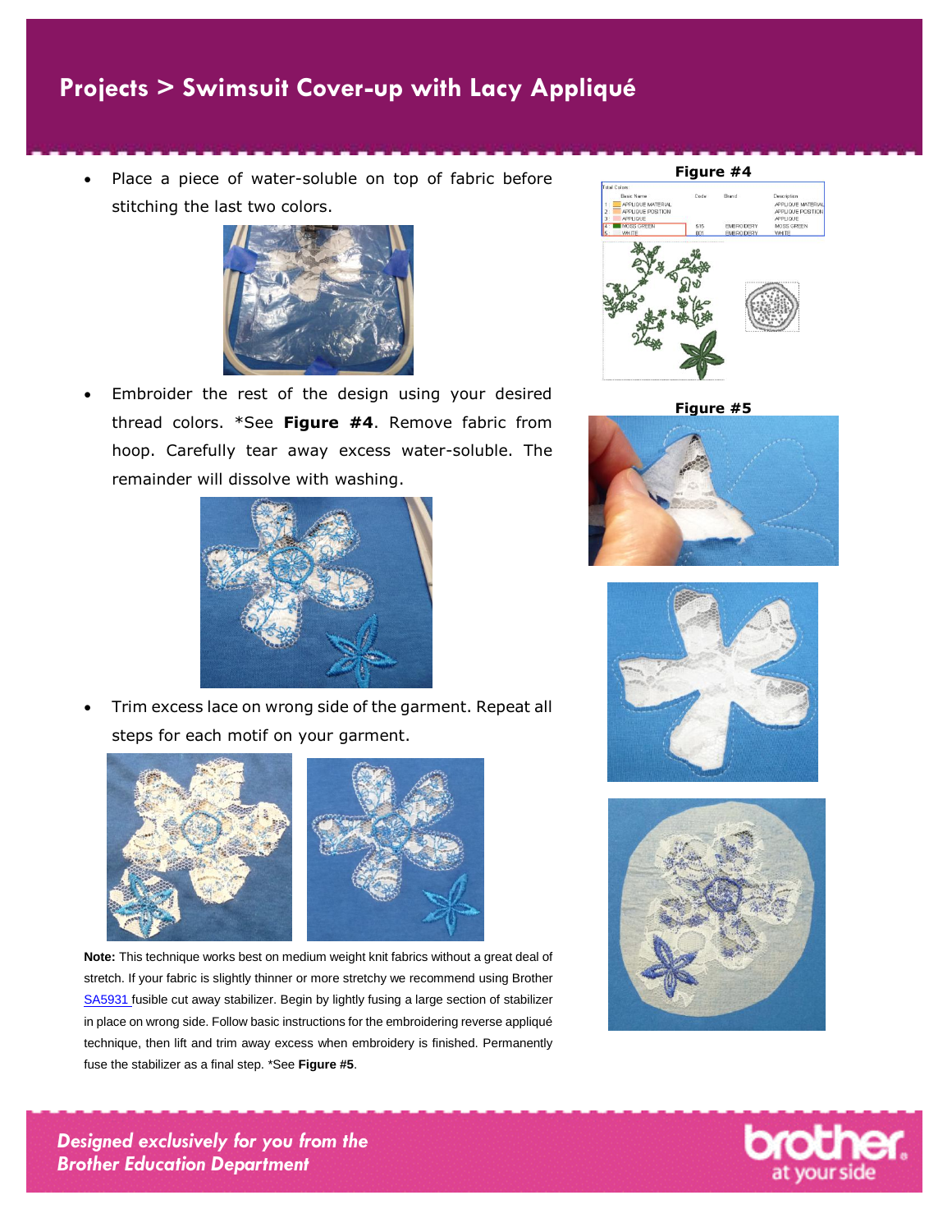# Projects > Swimsuit Cover-up with Lacy Appliqué

- Place a piece of water-soluble on top of fabric before stitching the last two colors.

- Embroider the rest of the design using your desired thread colors. *See **Figure #4**. Remove fabric from hoop. Carefully tear away excess water-soluble. The remainder will dissolve with washing.

- Trim excess lace on wrong side of the garment. Repeat all steps for each motif on your garment.

**Note:** This technique works best on medium weight knit fabrics without a great deal of stretch. If your fabric is slightly thinner or more stretchy we recommend using Brother SA5931 fusible cut away stabilizer. Begin by lightly fusing a large section of stabilizer in place on wrong side. Follow basic instructions for the embroidering reverse appliqué technique, then lift and trim away excess when embroidery is finished. Permanently fuse the stabilizer as a final step. *See **Figure #5**.

**Figure #4**

**Figure #5**